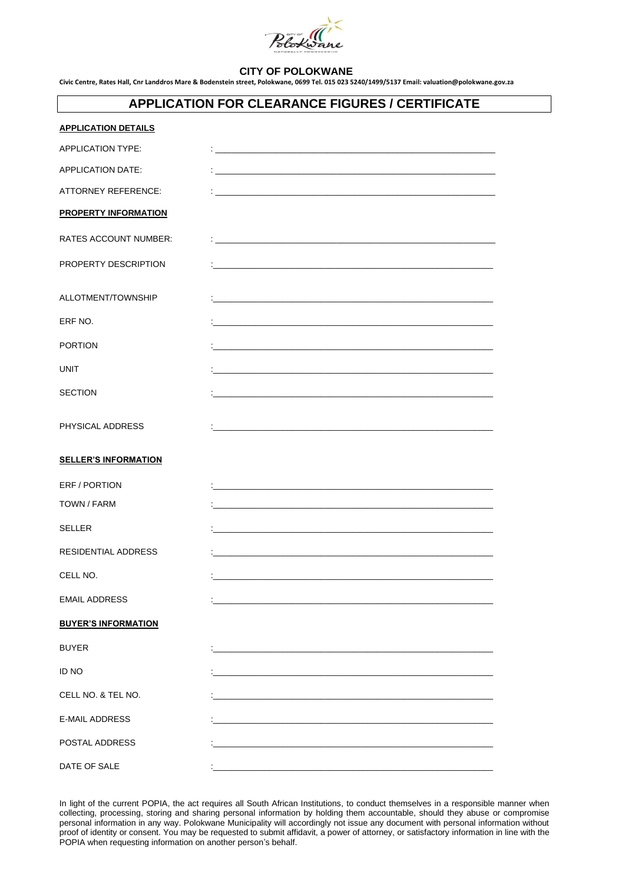**CITY OF POLOKWANE**

**Civic Centre, Rates Hall, Cnr Landdros Mare & Bodenstein street, Polokwane, 0699 Tel. 015 023 5240/1499/5137 Email: valuation@polokwane.gov.za**

# APPLICATION FOR CLEARANCE FIGURES / CERTIFICATE

**APPLICATION DETAILS**

APPLICATION TYPE: : ______________________________

APPLICATION DATE: : ______________________________

ATTORNEY REFERENCE: : ______________________________

**PROPERTY INFORMATION**

RATES ACCOUNT NUMBER: : ______________________________

PROPERTY DESCRIPTION : ______________________________

ALLOTMENT/TOWNSHIP : ______________________________

ERF NO. : ______________________________

PORTION : ______________________________

UNIT : ______________________________

SECTION : ______________________________

PHYSICAL ADDRESS : ______________________________

**SELLER'S INFORMATION**

ERF / PORTION : ______________________________

TOWN / FARM : ______________________________

SELLER : ______________________________

RESIDENTIAL ADDRESS : ______________________________

CELL NO. : ______________________________

EMAIL ADDRESS : ______________________________

**BUYER'S INFORMATION**

BUYER : ______________________________

ID NO : ______________________________

CELL NO. & TEL NO. : ______________________________

E-MAIL ADDRESS : ______________________________

POSTAL ADDRESS : ______________________________

DATE OF SALE : ______________________________

In light of the current POPIA, the act requires all South African Institutions, to conduct themselves in a responsible manner when collecting, processing, storing and sharing personal information by holding them accountable, should they abuse or compromise personal information in any way. Polokwane Municipality will accordingly not issue any document with personal information without proof of identity or consent. You may be requested to submit affidavit, a power of attorney, or satisfactory information in line with the POPIA when requesting information on another person's behalf.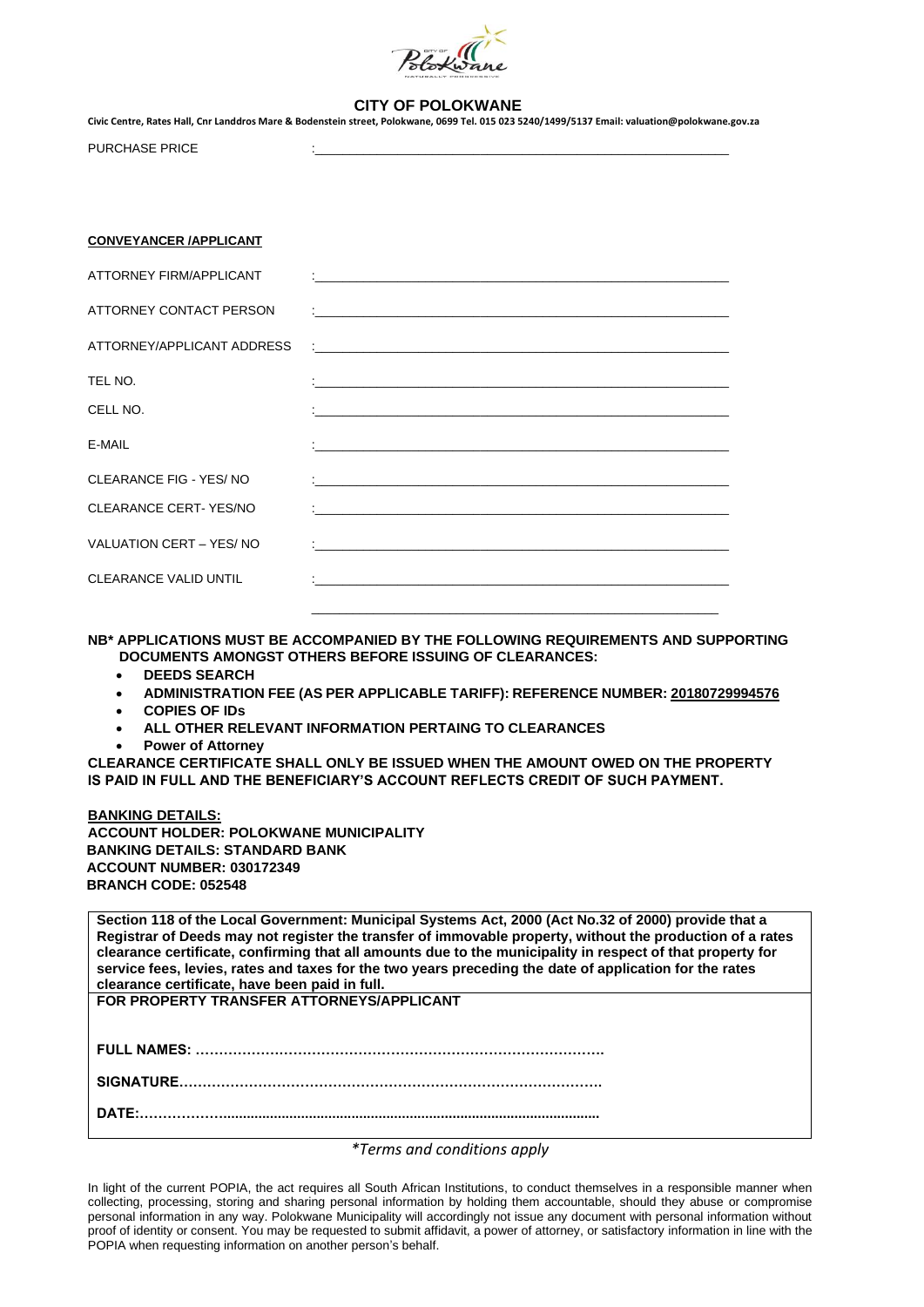## CITY OF POLOKWANE

**Civic Centre, Rates Hall, Cnr Landdros Mare & Bodenstein street, Polokwane, 0699 Tel. 015 023 5240/1499/5137 Email: valuation@polokwane.gov.za**

PURCHASE PRICE :______________________________________________

**CONVEYANCER /APPLICANT**

ATTORNEY FIRM/APPLICANT :______________________________________________

ATTORNEY CONTACT PERSON :______________________________________________

ATTORNEY/APPLICANT ADDRESS :______________________________________________

TEL NO. :______________________________________________

CELL NO. :______________________________________________

E-MAIL :______________________________________________

CLEARANCE FIG - YES/ NO :______________________________________________

CLEARANCE CERT- YES/NO :______________________________________________

VALUATION CERT – YES/ NO :______________________________________________

CLEARANCE VALID UNTIL :______________________________________________

______________________________________________

**NB* APPLICATIONS MUST BE ACCOMPANIED BY THE FOLLOWING REQUIREMENTS AND SUPPORTING DOCUMENTS AMONGST OTHERS BEFORE ISSUING OF CLEARANCES:**

- **DEEDS SEARCH**
- **ADMINISTRATION FEE (AS PER APPLICABLE TARIFF): REFERENCE NUMBER: 20180729994576**
- **COPIES OF IDs**
- **ALL OTHER RELEVANT INFORMATION PERTAING TO CLEARANCES**
- **Power of Attorney**

**CLEARANCE CERTIFICATE SHALL ONLY BE ISSUED WHEN THE AMOUNT OWED ON THE PROPERTY IS PAID IN FULL AND THE BENEFICIARY'S ACCOUNT REFLECTS CREDIT OF SUCH PAYMENT.**

**BANKING DETAILS:**
**ACCOUNT HOLDER: POLOKWANE MUNICIPALITY**
**BANKING DETAILS: STANDARD BANK**
**ACCOUNT NUMBER: 030172349**
**BRANCH CODE: 052548**

**Section 118 of the Local Government: Municipal Systems Act, 2000 (Act No.32 of 2000) provide that a Registrar of Deeds may not register the transfer of immovable property, without the production of a rates clearance certificate, confirming that all amounts due to the municipality in respect of that property for service fees, levies, rates and taxes for the two years preceding the date of application for the rates clearance certificate, have been paid in full.**

**FOR PROPERTY TRANSFER ATTORNEYS/APPLICANT**

**FULL NAMES: …………………………………………………………………………….**

**SIGNATURE……………………………………………………………………………….**

**DATE:………………..............................................................................................**

*\*Terms and conditions apply*

In light of the current POPIA, the act requires all South African Institutions, to conduct themselves in a responsible manner when collecting, processing, storing and sharing personal information by holding them accountable, should they abuse or compromise personal information in any way. Polokwane Municipality will accordingly not issue any document with personal information without proof of identity or consent. You may be requested to submit affidavit, a power of attorney, or satisfactory information in line with the POPIA when requesting information on another person's behalf.